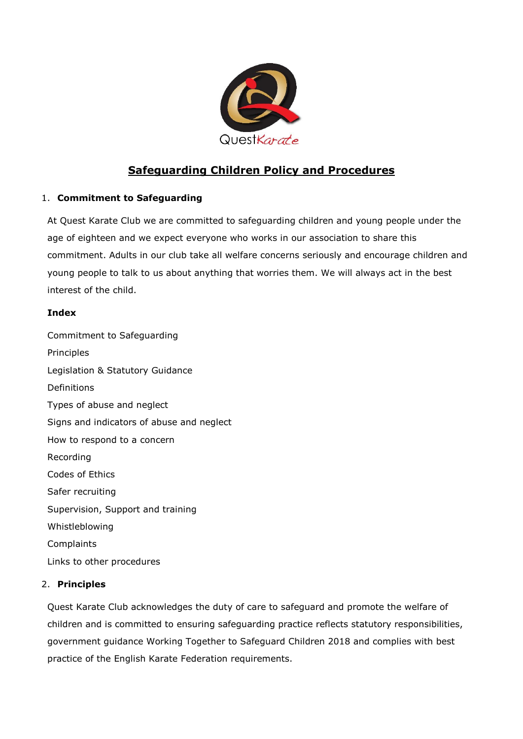QuestKarate

# Safeguarding Children Policy and Procedures

## 1. Commitment to Safeguarding

At Quest Karate Club we are committed to safeguarding children and young people under the age of eighteen and we expect everyone who works in our association to share this commitment. Adults in our club take all welfare concerns seriously and encourage children and young people to talk to us about anything that worries them. We will always act in the best interest of the child.

**Index**

Commitment to Safeguarding

Principles

Legislation & Statutory Guidance

Definitions

Types of abuse and neglect

Signs and indicators of abuse and neglect

How to respond to a concern

Recording

Codes of Ethics

Safer recruiting

Supervision, Support and training

Whistleblowing

Complaints

Links to other procedures

## 2. Principles

Quest Karate Club acknowledges the duty of care to safeguard and promote the welfare of children and is committed to ensuring safeguarding practice reflects statutory responsibilities, government guidance Working Together to Safeguard Children 2018 and complies with best practice of the English Karate Federation requirements.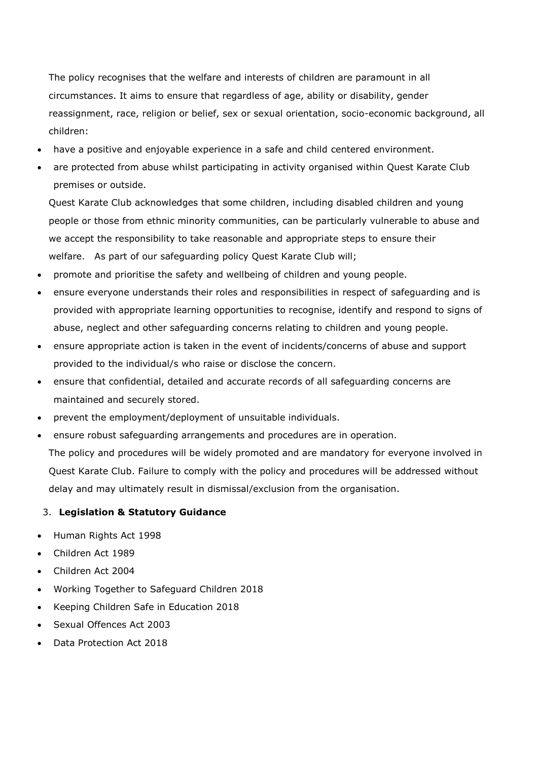The policy recognises that the welfare and interests of children are paramount in all circumstances. It aims to ensure that regardless of age, ability or disability, gender reassignment, race, religion or belief, sex or sexual orientation, socio-economic background, all children:

- have a positive and enjoyable experience in a safe and child centered environment.
- are protected from abuse whilst participating in activity organised within Quest Karate Club premises or outside.

Quest Karate Club acknowledges that some children, including disabled children and young people or those from ethnic minority communities, can be particularly vulnerable to abuse and we accept the responsibility to take reasonable and appropriate steps to ensure their welfare. As part of our safeguarding policy Quest Karate Club will;

- promote and prioritise the safety and wellbeing of children and young people.
- ensure everyone understands their roles and responsibilities in respect of safeguarding and is provided with appropriate learning opportunities to recognise, identify and respond to signs of abuse, neglect and other safeguarding concerns relating to children and young people.
- ensure appropriate action is taken in the event of incidents/concerns of abuse and support provided to the individual/s who raise or disclose the concern.
- ensure that confidential, detailed and accurate records of all safeguarding concerns are maintained and securely stored.
- prevent the employment/deployment of unsuitable individuals.
- ensure robust safeguarding arrangements and procedures are in operation.

The policy and procedures will be widely promoted and are mandatory for everyone involved in Quest Karate Club. Failure to comply with the policy and procedures will be addressed without delay and may ultimately result in dismissal/exclusion from the organisation.

## 3. Legislation & Statutory Guidance

- Human Rights Act 1998
- Children Act 1989
- Children Act 2004
- Working Together to Safeguard Children 2018
- Keeping Children Safe in Education 2018
- Sexual Offences Act 2003
- Data Protection Act 2018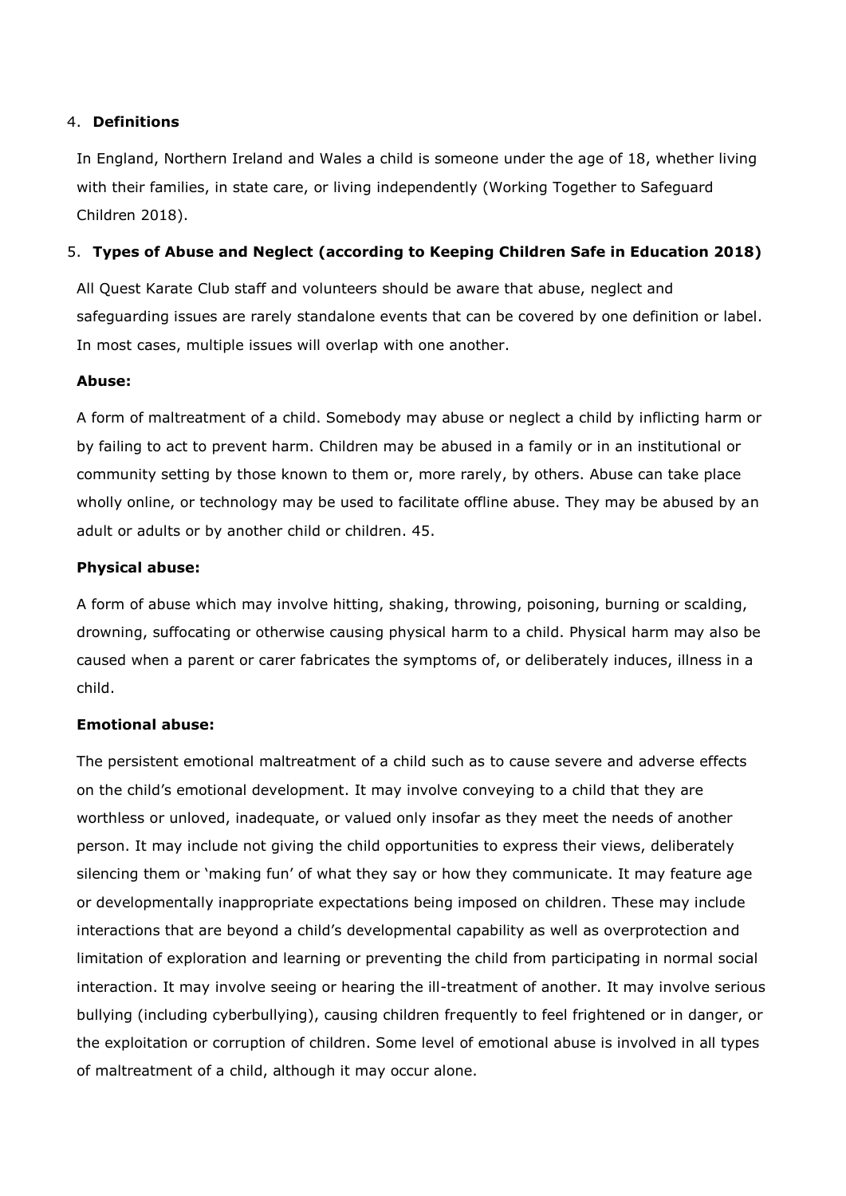4. **Definitions**

In England, Northern Ireland and Wales a child is someone under the age of 18, whether living with their families, in state care, or living independently (Working Together to Safeguard Children 2018).

5. **Types of Abuse and Neglect (according to Keeping Children Safe in Education 2018)**

All Quest Karate Club staff and volunteers should be aware that abuse, neglect and safeguarding issues are rarely standalone events that can be covered by one definition or label. In most cases, multiple issues will overlap with one another.

**Abuse:**

A form of maltreatment of a child. Somebody may abuse or neglect a child by inflicting harm or by failing to act to prevent harm. Children may be abused in a family or in an institutional or community setting by those known to them or, more rarely, by others. Abuse can take place wholly online, or technology may be used to facilitate offline abuse. They may be abused by an adult or adults or by another child or children. 45.

**Physical abuse:**

A form of abuse which may involve hitting, shaking, throwing, poisoning, burning or scalding, drowning, suffocating or otherwise causing physical harm to a child. Physical harm may also be caused when a parent or carer fabricates the symptoms of, or deliberately induces, illness in a child.

**Emotional abuse:**

The persistent emotional maltreatment of a child such as to cause severe and adverse effects on the child's emotional development. It may involve conveying to a child that they are worthless or unloved, inadequate, or valued only insofar as they meet the needs of another person. It may include not giving the child opportunities to express their views, deliberately silencing them or 'making fun' of what they say or how they communicate. It may feature age or developmentally inappropriate expectations being imposed on children. These may include interactions that are beyond a child's developmental capability as well as overprotection and limitation of exploration and learning or preventing the child from participating in normal social interaction. It may involve seeing or hearing the ill-treatment of another. It may involve serious bullying (including cyberbullying), causing children frequently to feel frightened or in danger, or the exploitation or corruption of children. Some level of emotional abuse is involved in all types of maltreatment of a child, although it may occur alone.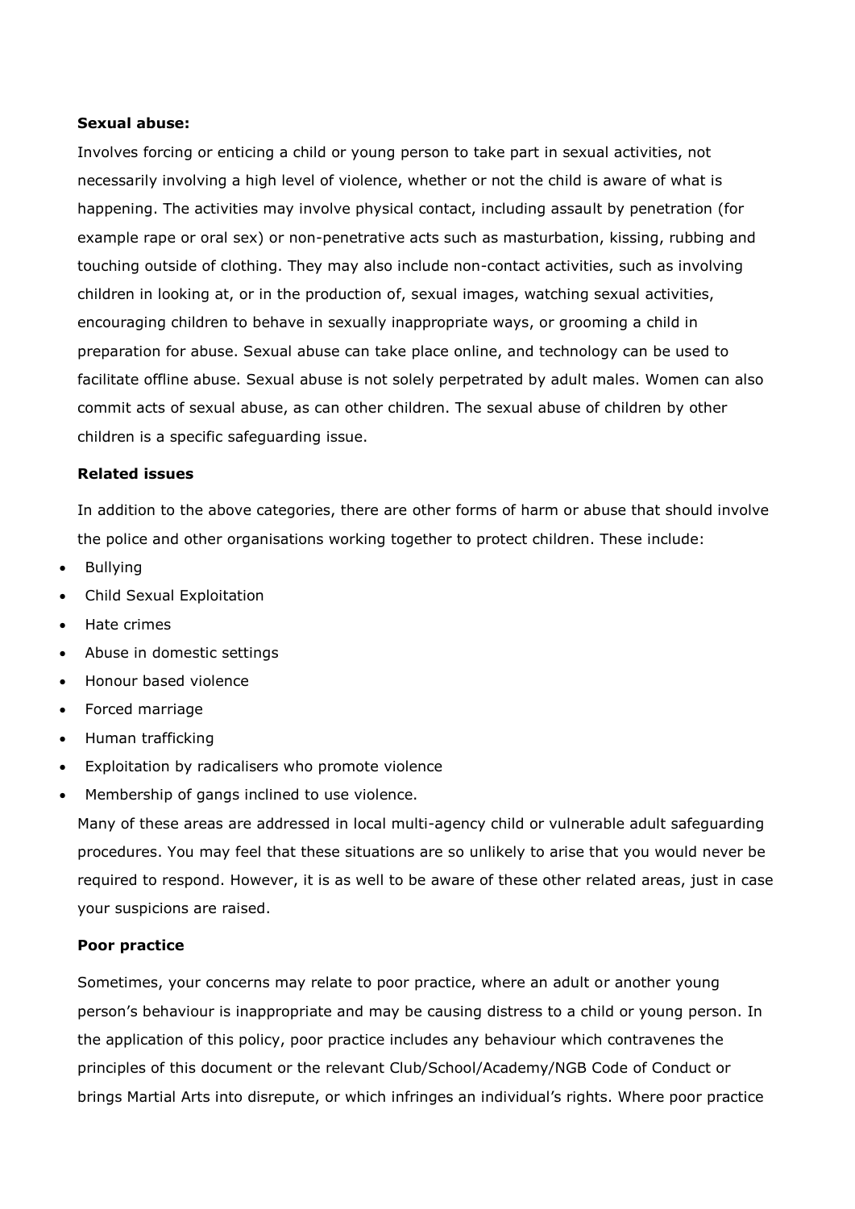**Sexual abuse:**

Involves forcing or enticing a child or young person to take part in sexual activities, not necessarily involving a high level of violence, whether or not the child is aware of what is happening. The activities may involve physical contact, including assault by penetration (for example rape or oral sex) or non-penetrative acts such as masturbation, kissing, rubbing and touching outside of clothing. They may also include non-contact activities, such as involving children in looking at, or in the production of, sexual images, watching sexual activities, encouraging children to behave in sexually inappropriate ways, or grooming a child in preparation for abuse. Sexual abuse can take place online, and technology can be used to facilitate offline abuse. Sexual abuse is not solely perpetrated by adult males. Women can also commit acts of sexual abuse, as can other children. The sexual abuse of children by other children is a specific safeguarding issue.

**Related issues**

In addition to the above categories, there are other forms of harm or abuse that should involve the police and other organisations working together to protect children. These include:

- Bullying
- Child Sexual Exploitation
- Hate crimes
- Abuse in domestic settings
- Honour based violence
- Forced marriage
- Human trafficking
- Exploitation by radicalisers who promote violence
- Membership of gangs inclined to use violence.

Many of these areas are addressed in local multi-agency child or vulnerable adult safeguarding procedures. You may feel that these situations are so unlikely to arise that you would never be required to respond. However, it is as well to be aware of these other related areas, just in case your suspicions are raised.

**Poor practice**

Sometimes, your concerns may relate to poor practice, where an adult or another young person's behaviour is inappropriate and may be causing distress to a child or young person. In the application of this policy, poor practice includes any behaviour which contravenes the principles of this document or the relevant Club/School/Academy/NGB Code of Conduct or brings Martial Arts into disrepute, or which infringes an individual's rights. Where poor practice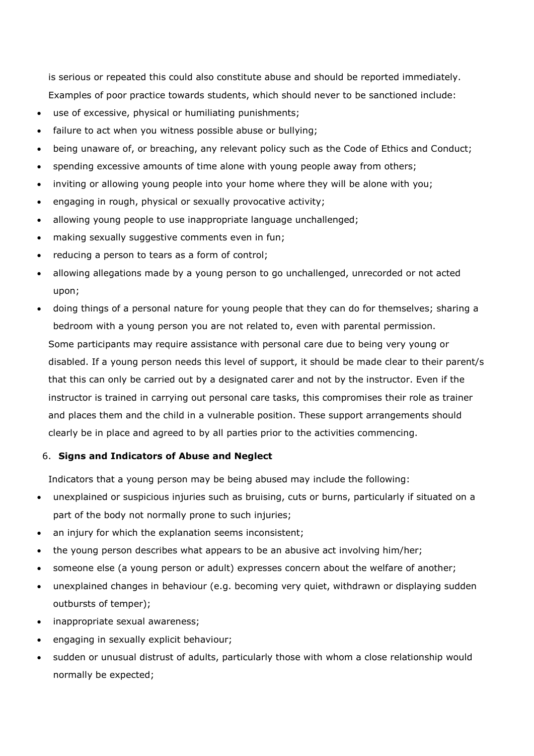is serious or repeated this could also constitute abuse and should be reported immediately. Examples of poor practice towards students, which should never to be sanctioned include:

- use of excessive, physical or humiliating punishments;
- failure to act when you witness possible abuse or bullying;
- being unaware of, or breaching, any relevant policy such as the Code of Ethics and Conduct;
- spending excessive amounts of time alone with young people away from others;
- inviting or allowing young people into your home where they will be alone with you;
- engaging in rough, physical or sexually provocative activity;
- allowing young people to use inappropriate language unchallenged;
- making sexually suggestive comments even in fun;
- reducing a person to tears as a form of control;
- allowing allegations made by a young person to go unchallenged, unrecorded or not acted upon;
- doing things of a personal nature for young people that they can do for themselves; sharing a bedroom with a young person you are not related to, even with parental permission.

Some participants may require assistance with personal care due to being very young or disabled. If a young person needs this level of support, it should be made clear to their parent/s that this can only be carried out by a designated carer and not by the instructor. Even if the instructor is trained in carrying out personal care tasks, this compromises their role as trainer and places them and the child in a vulnerable position. These support arrangements should clearly be in place and agreed to by all parties prior to the activities commencing.

6. **Signs and Indicators of Abuse and Neglect**

Indicators that a young person may be being abused may include the following:

- unexplained or suspicious injuries such as bruising, cuts or burns, particularly if situated on a part of the body not normally prone to such injuries;
- an injury for which the explanation seems inconsistent;
- the young person describes what appears to be an abusive act involving him/her;
- someone else (a young person or adult) expresses concern about the welfare of another;
- unexplained changes in behaviour (e.g. becoming very quiet, withdrawn or displaying sudden outbursts of temper);
- inappropriate sexual awareness;
- engaging in sexually explicit behaviour;
- sudden or unusual distrust of adults, particularly those with whom a close relationship would normally be expected;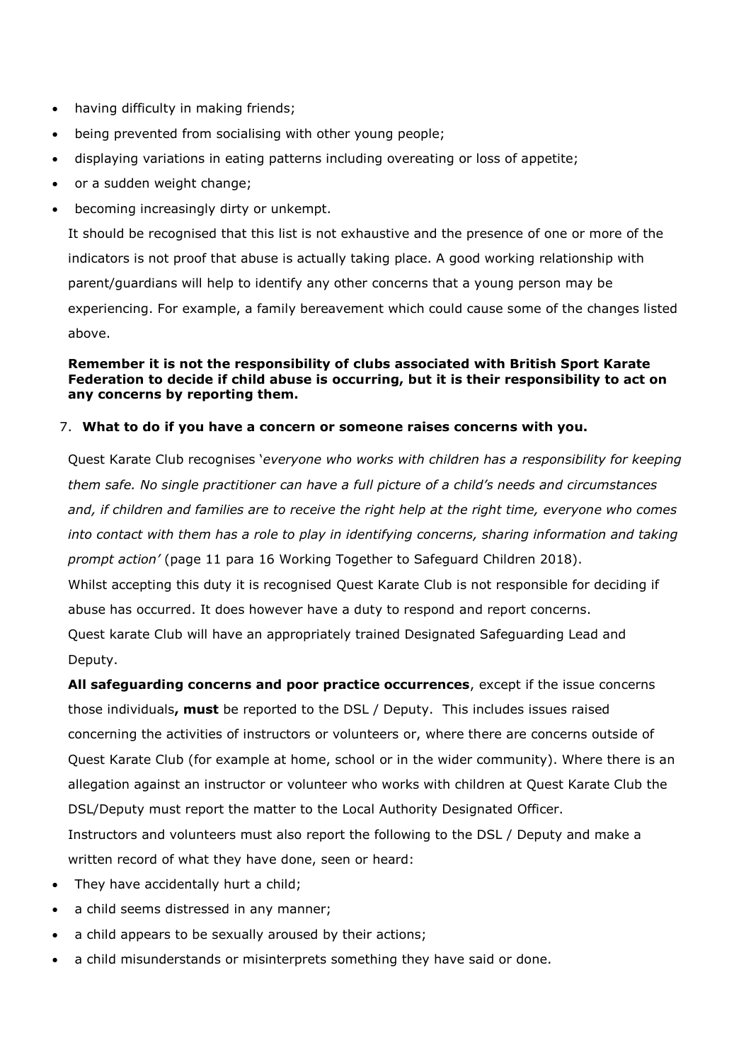- having difficulty in making friends;
- being prevented from socialising with other young people;
- displaying variations in eating patterns including overeating or loss of appetite;
- or a sudden weight change;
- becoming increasingly dirty or unkempt.

It should be recognised that this list is not exhaustive and the presence of one or more of the indicators is not proof that abuse is actually taking place. A good working relationship with parent/guardians will help to identify any other concerns that a young person may be experiencing. For example, a family bereavement which could cause some of the changes listed above.

**Remember it is not the responsibility of clubs associated with British Sport Karate Federation to decide if child abuse is occurring, but it is their responsibility to act on any concerns by reporting them.**

## 7. What to do if you have a concern or someone raises concerns with you.

Quest Karate Club recognises '*everyone who works with children has a responsibility for keeping them safe. No single practitioner can have a full picture of a child's needs and circumstances and, if children and families are to receive the right help at the right time, everyone who comes into contact with them has a role to play in identifying concerns, sharing information and taking prompt action'* (page 11 para 16 Working Together to Safeguard Children 2018).

Whilst accepting this duty it is recognised Quest Karate Club is not responsible for deciding if abuse has occurred. It does however have a duty to respond and report concerns.

Quest karate Club will have an appropriately trained Designated Safeguarding Lead and Deputy.

**All safeguarding concerns and poor practice occurrences**, except if the issue concerns those individuals**, must** be reported to the DSL / Deputy. This includes issues raised concerning the activities of instructors or volunteers or, where there are concerns outside of Quest Karate Club (for example at home, school or in the wider community). Where there is an allegation against an instructor or volunteer who works with children at Quest Karate Club the DSL/Deputy must report the matter to the Local Authority Designated Officer.

Instructors and volunteers must also report the following to the DSL / Deputy and make a written record of what they have done, seen or heard:

- They have accidentally hurt a child;
- a child seems distressed in any manner;
- a child appears to be sexually aroused by their actions;
- a child misunderstands or misinterprets something they have said or done.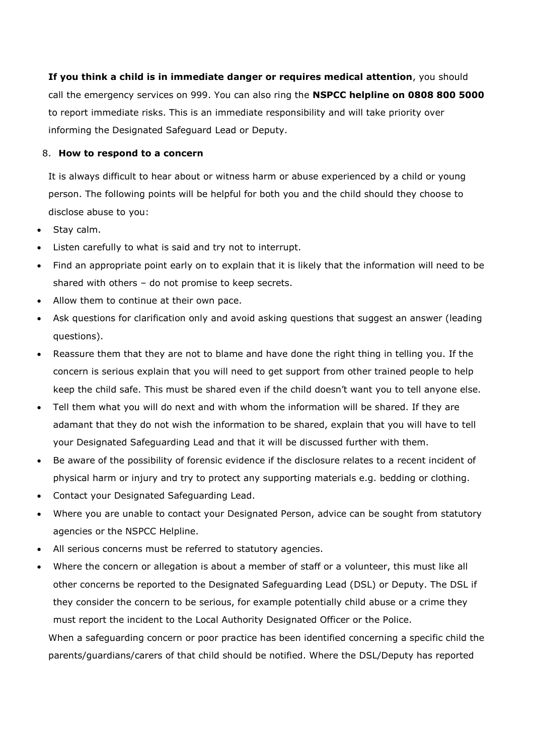**If you think a child is in immediate danger or requires medical attention**, you should call the emergency services on 999. You can also ring the **NSPCC helpline on 0808 800 5000** to report immediate risks. This is an immediate responsibility and will take priority over informing the Designated Safeguard Lead or Deputy.

## 8. How to respond to a concern

It is always difficult to hear about or witness harm or abuse experienced by a child or young person. The following points will be helpful for both you and the child should they choose to disclose abuse to you:

- Stay calm.
- Listen carefully to what is said and try not to interrupt.
- Find an appropriate point early on to explain that it is likely that the information will need to be shared with others – do not promise to keep secrets.
- Allow them to continue at their own pace.
- Ask questions for clarification only and avoid asking questions that suggest an answer (leading questions).
- Reassure them that they are not to blame and have done the right thing in telling you. If the concern is serious explain that you will need to get support from other trained people to help keep the child safe. This must be shared even if the child doesn't want you to tell anyone else.
- Tell them what you will do next and with whom the information will be shared. If they are adamant that they do not wish the information to be shared, explain that you will have to tell your Designated Safeguarding Lead and that it will be discussed further with them.
- Be aware of the possibility of forensic evidence if the disclosure relates to a recent incident of physical harm or injury and try to protect any supporting materials e.g. bedding or clothing.
- Contact your Designated Safeguarding Lead.
- Where you are unable to contact your Designated Person, advice can be sought from statutory agencies or the NSPCC Helpline.
- All serious concerns must be referred to statutory agencies.
- Where the concern or allegation is about a member of staff or a volunteer, this must like all other concerns be reported to the Designated Safeguarding Lead (DSL) or Deputy. The DSL if they consider the concern to be serious, for example potentially child abuse or a crime they must report the incident to the Local Authority Designated Officer or the Police.

When a safeguarding concern or poor practice has been identified concerning a specific child the parents/guardians/carers of that child should be notified. Where the DSL/Deputy has reported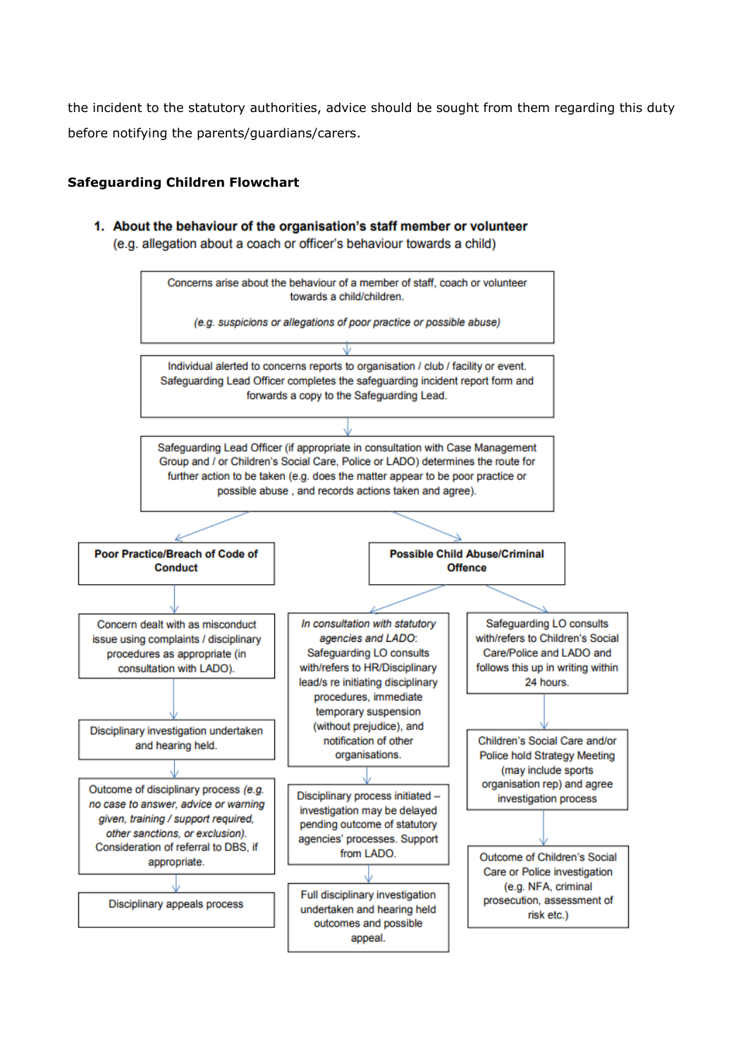the incident to the statutory authorities, advice should be sought from them regarding this duty before notifying the parents/guardians/carers.

**Safeguarding Children Flowchart**

1. **About the behaviour of the organisation's staff member or volunteer**
   (e.g. allegation about a coach or officer's behaviour towards a child)

Concerns arise about the behaviour of a member of staff, coach or volunteer towards a child/children.

*(e.g. suspicions or allegations of poor practice or possible abuse)*

↓

Individual alerted to concerns reports to organisation / club / facility or event. Safeguarding Lead Officer completes the safeguarding incident report form and forwards a copy to the Safeguarding Lead.

↓

Safeguarding Lead Officer (if appropriate in consultation with Case Management Group and / or Children's Social Care, Police or LADO) determines the route for further action to be taken (e.g. does the matter appear to be poor practice or possible abuse , and records actions taken and agree).

↓

**Poor Practice/Breach of Code of Conduct**

↓

Concern dealt with as misconduct issue using complaints / disciplinary procedures as appropriate (in consultation with LADO).

↓

Disciplinary investigation undertaken and hearing held.

↓

Outcome of disciplinary process *(e.g. no case to answer, advice or warning given, training / support required, other sanctions, or exclusion).* Consideration of referral to DBS, if appropriate.

↓

Disciplinary appeals process

**Possible Child Abuse/Criminal Offence**

↓ (route A)

*In consultation with statutory agencies and LADO:* Safeguarding LO consults with/refers to HR/Disciplinary lead/s re initiating disciplinary procedures, immediate temporary suspension (without prejudice), and notification of other organisations.

↓

Disciplinary process initiated – investigation may be delayed pending outcome of statutory agencies' processes. Support from LADO.

↓

Full disciplinary investigation undertaken and hearing held outcomes and possible appeal.

↓ (route B)

Safeguarding LO consults with/refers to Children's Social Care/Police and LADO and follows this up in writing within 24 hours.

↓

Children's Social Care and/or Police hold Strategy Meeting (may include sports organisation rep) and agree investigation process

↓

Outcome of Children's Social Care or Police investigation (e.g. NFA, criminal prosecution, assessment of risk etc.)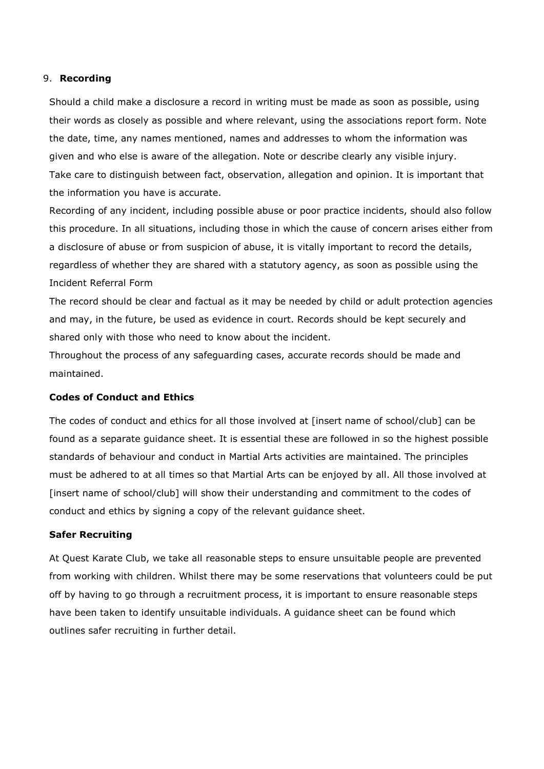## 9. **Recording**

Should a child make a disclosure a record in writing must be made as soon as possible, using their words as closely as possible and where relevant, using the associations report form. Note the date, time, any names mentioned, names and addresses to whom the information was given and who else is aware of the allegation. Note or describe clearly any visible injury. Take care to distinguish between fact, observation, allegation and opinion. It is important that the information you have is accurate.

Recording of any incident, including possible abuse or poor practice incidents, should also follow this procedure. In all situations, including those in which the cause of concern arises either from a disclosure of abuse or from suspicion of abuse, it is vitally important to record the details, regardless of whether they are shared with a statutory agency, as soon as possible using the Incident Referral Form

The record should be clear and factual as it may be needed by child or adult protection agencies and may, in the future, be used as evidence in court. Records should be kept securely and shared only with those who need to know about the incident.

Throughout the process of any safeguarding cases, accurate records should be made and maintained.

### **Codes of Conduct and Ethics**

The codes of conduct and ethics for all those involved at [insert name of school/club] can be found as a separate guidance sheet. It is essential these are followed in so the highest possible standards of behaviour and conduct in Martial Arts activities are maintained. The principles must be adhered to at all times so that Martial Arts can be enjoyed by all. All those involved at [insert name of school/club] will show their understanding and commitment to the codes of conduct and ethics by signing a copy of the relevant guidance sheet.

### **Safer Recruiting**

At Quest Karate Club, we take all reasonable steps to ensure unsuitable people are prevented from working with children. Whilst there may be some reservations that volunteers could be put off by having to go through a recruitment process, it is important to ensure reasonable steps have been taken to identify unsuitable individuals. A guidance sheet can be found which outlines safer recruiting in further detail.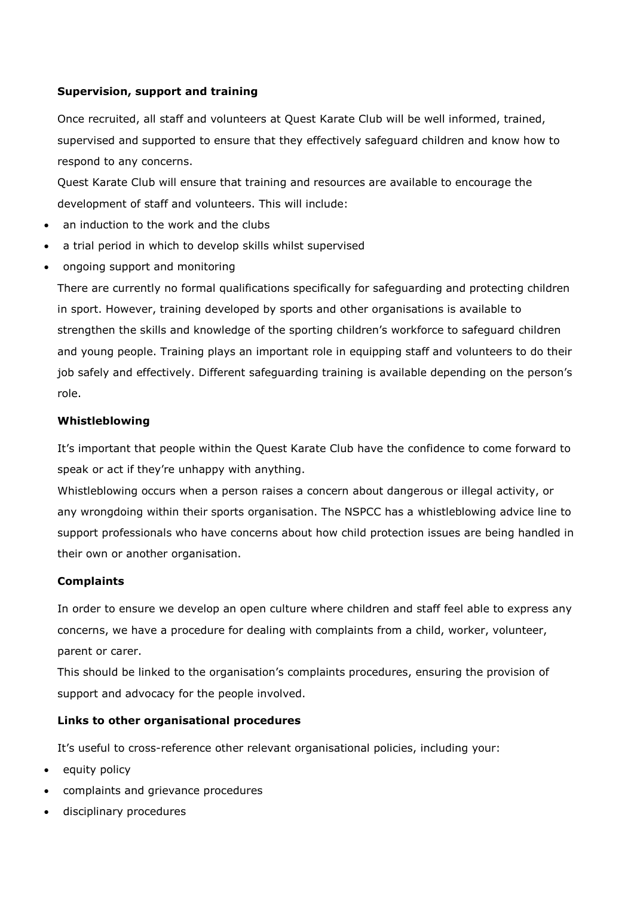**Supervision, support and training**

Once recruited, all staff and volunteers at Quest Karate Club will be well informed, trained, supervised and supported to ensure that they effectively safeguard children and know how to respond to any concerns.

Quest Karate Club will ensure that training and resources are available to encourage the development of staff and volunteers. This will include:

- an induction to the work and the clubs
- a trial period in which to develop skills whilst supervised
- ongoing support and monitoring

There are currently no formal qualifications specifically for safeguarding and protecting children in sport. However, training developed by sports and other organisations is available to strengthen the skills and knowledge of the sporting children's workforce to safeguard children and young people. Training plays an important role in equipping staff and volunteers to do their job safely and effectively. Different safeguarding training is available depending on the person's role.

**Whistleblowing**

It's important that people within the Quest Karate Club have the confidence to come forward to speak or act if they're unhappy with anything.

Whistleblowing occurs when a person raises a concern about dangerous or illegal activity, or any wrongdoing within their sports organisation. The NSPCC has a whistleblowing advice line to support professionals who have concerns about how child protection issues are being handled in their own or another organisation.

**Complaints**

In order to ensure we develop an open culture where children and staff feel able to express any concerns, we have a procedure for dealing with complaints from a child, worker, volunteer, parent or carer.

This should be linked to the organisation's complaints procedures, ensuring the provision of support and advocacy for the people involved.

**Links to other organisational procedures**

It's useful to cross-reference other relevant organisational policies, including your:

- equity policy
- complaints and grievance procedures
- disciplinary procedures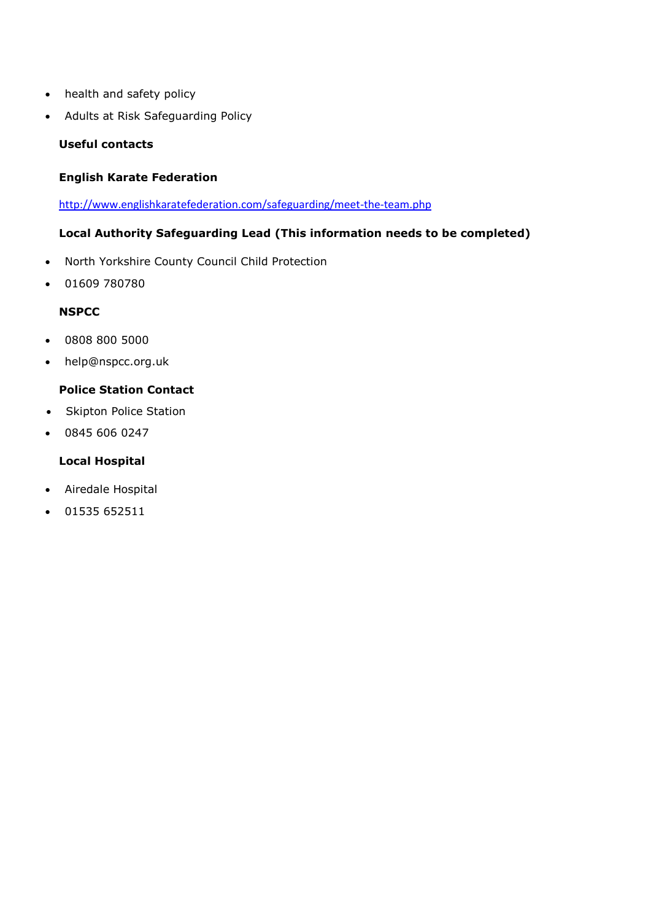- health and safety policy
- Adults at Risk Safeguarding Policy

**Useful contacts**

**English Karate Federation**

http://www.englishkaratefederation.com/safeguarding/meet-the-team.php

**Local Authority Safeguarding Lead (This information needs to be completed)**

- North Yorkshire County Council Child Protection
- 01609 780780

**NSPCC**

- 0808 800 5000
- help@nspcc.org.uk

**Police Station Contact**

- Skipton Police Station
- 0845 606 0247

**Local Hospital**

- Airedale Hospital
- 01535 652511